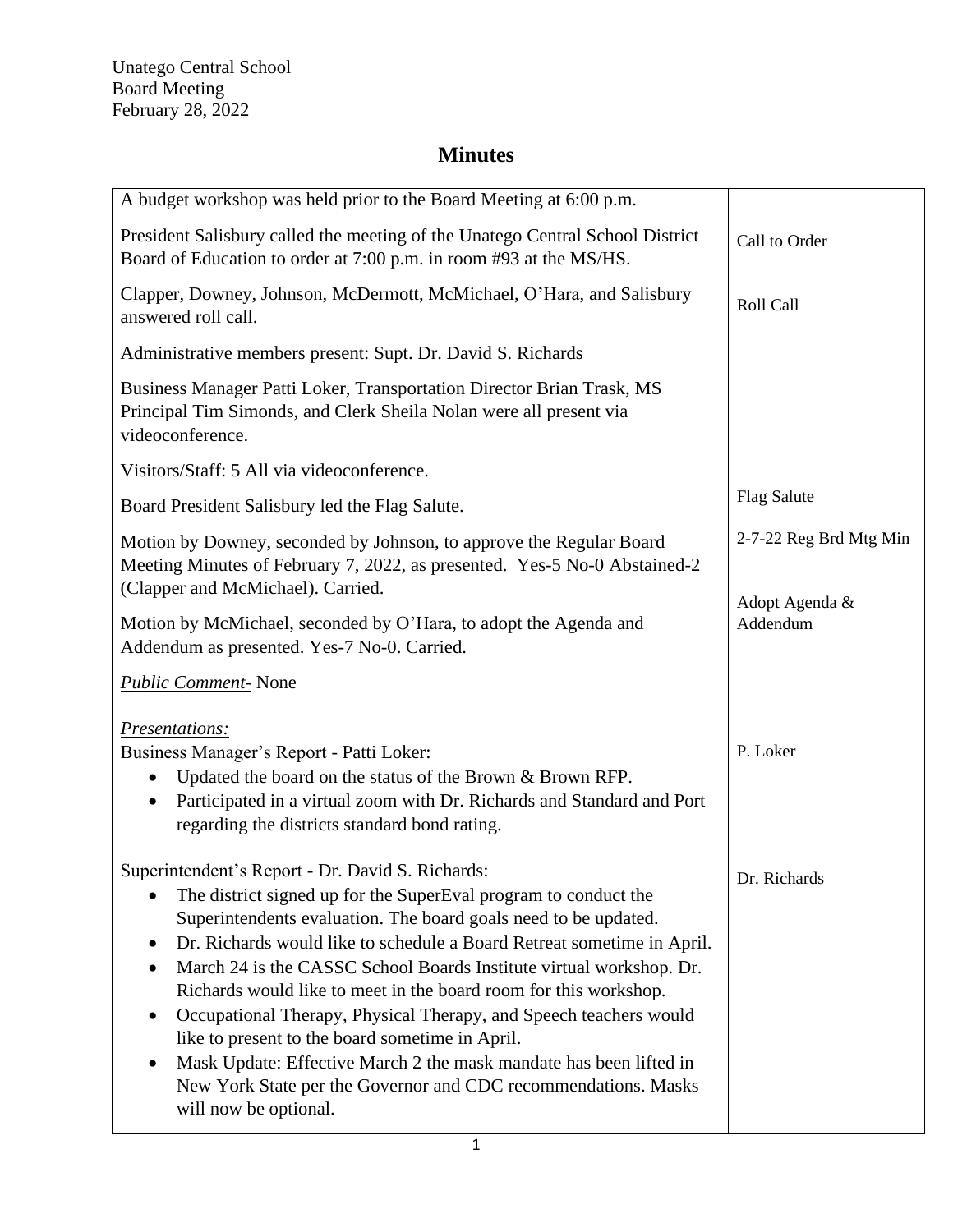Unatego Central School
Board Meeting
February 28, 2022

# Minutes

| | |
|---|---|
| A budget workshop was held prior to the Board Meeting at 6:00 p.m. | |
| President Salisbury called the meeting of the Unatego Central School District Board of Education to order at 7:00 p.m. in room #93 at the MS/HS. | Call to Order |
| Clapper, Downey, Johnson, McDermott, McMichael, O'Hara, and Salisbury answered roll call. | Roll Call |
| Administrative members present: Supt. Dr. David S. Richards | |
| Business Manager Patti Loker, Transportation Director Brian Trask, MS Principal Tim Simonds, and Clerk Sheila Nolan were all present via videoconference. | |
| Visitors/Staff: 5 All via videoconference. | |
| Board President Salisbury led the Flag Salute. | Flag Salute |
| Motion by Downey, seconded by Johnson, to approve the Regular Board Meeting Minutes of February 7, 2022, as presented. Yes-5 No-0 Abstained-2 (Clapper and McMichael). Carried. | 2-7-22 Reg Brd Mtg Min |
| Motion by McMichael, seconded by O'Hara, to adopt the Agenda and Addendum as presented. Yes-7 No-0. Carried. | Adopt Agenda & Addendum |
| *Public Comment-* None | |
| *Presentations:*<br>Business Manager's Report - Patti Loker:<br>• Updated the board on the status of the Brown & Brown RFP.<br>• Participated in a virtual zoom with Dr. Richards and Standard and Port regarding the districts standard bond rating. | P. Loker |
| Superintendent's Report - Dr. David S. Richards:<br>• The district signed up for the SuperEval program to conduct the Superintendents evaluation. The board goals need to be updated.<br>• Dr. Richards would like to schedule a Board Retreat sometime in April.<br>• March 24 is the CASSC School Boards Institute virtual workshop. Dr. Richards would like to meet in the board room for this workshop.<br>• Occupational Therapy, Physical Therapy, and Speech teachers would like to present to the board sometime in April.<br>• Mask Update: Effective March 2 the mask mandate has been lifted in New York State per the Governor and CDC recommendations. Masks will now be optional. | Dr. Richards |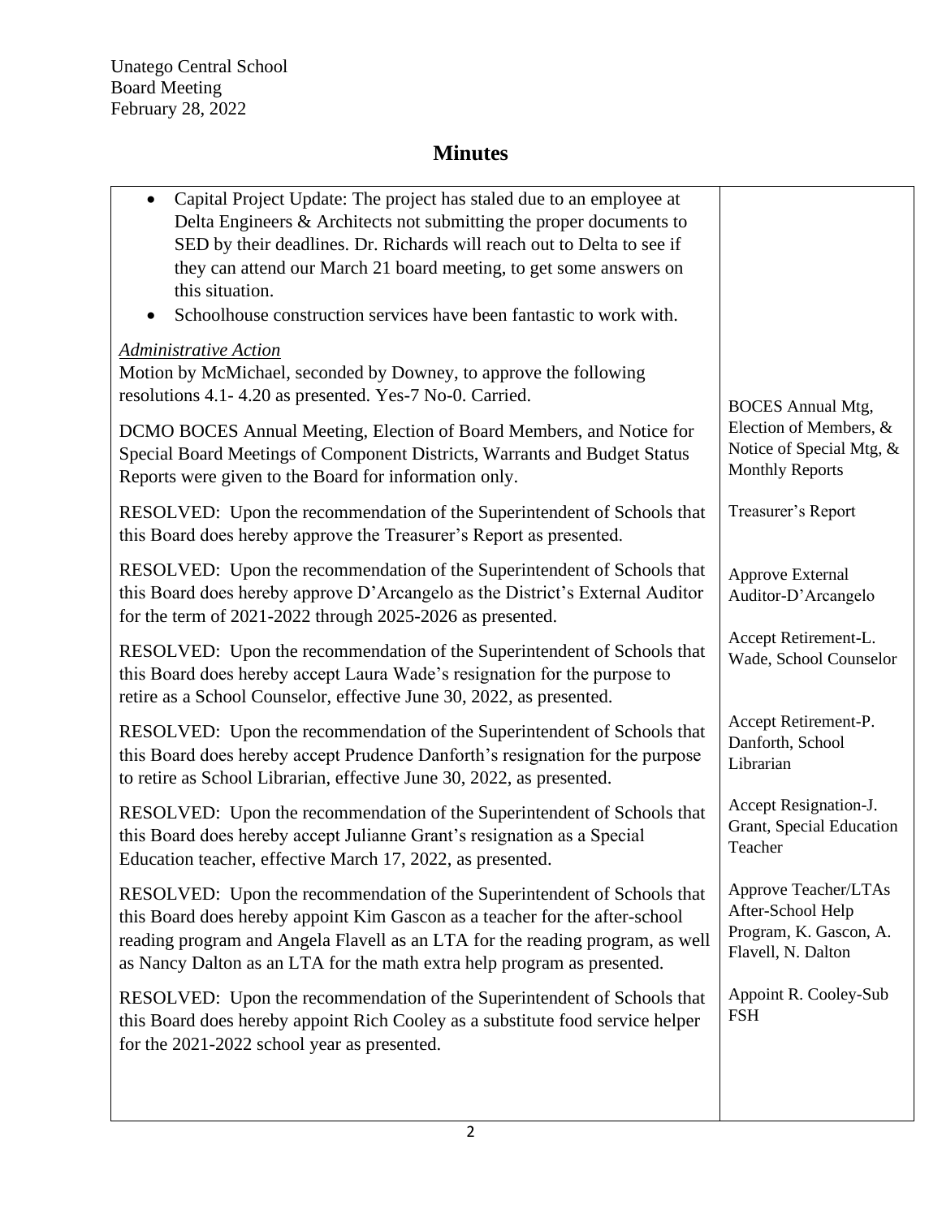Unatego Central School
Board Meeting
February 28, 2022

# Minutes

| | |
|---|---|
| • Capital Project Update: The project has staled due to an employee at Delta Engineers & Architects not submitting the proper documents to SED by their deadlines. Dr. Richards will reach out to Delta to see if they can attend our March 21 board meeting, to get some answers on this situation.<br>• Schoolhouse construction services have been fantastic to work with. | |
| *Administrative Action*<br>Motion by McMichael, seconded by Downey, to approve the following resolutions 4.1- 4.20 as presented. Yes-7 No-0. Carried. | |
| DCMO BOCES Annual Meeting, Election of Board Members, and Notice for Special Board Meetings of Component Districts, Warrants and Budget Status Reports were given to the Board for information only. | BOCES Annual Mtg, Election of Members, & Notice of Special Mtg, & Monthly Reports |
| RESOLVED: Upon the recommendation of the Superintendent of Schools that this Board does hereby approve the Treasurer's Report as presented. | Treasurer's Report |
| RESOLVED: Upon the recommendation of the Superintendent of Schools that this Board does hereby approve D'Arcangelo as the District's External Auditor for the term of 2021-2022 through 2025-2026 as presented. | Approve External Auditor-D'Arcangelo |
| RESOLVED: Upon the recommendation of the Superintendent of Schools that this Board does hereby accept Laura Wade's resignation for the purpose to retire as a School Counselor, effective June 30, 2022, as presented. | Accept Retirement-L. Wade, School Counselor |
| RESOLVED: Upon the recommendation of the Superintendent of Schools that this Board does hereby accept Prudence Danforth's resignation for the purpose to retire as School Librarian, effective June 30, 2022, as presented. | Accept Retirement-P. Danforth, School Librarian |
| RESOLVED: Upon the recommendation of the Superintendent of Schools that this Board does hereby accept Julianne Grant's resignation as a Special Education teacher, effective March 17, 2022, as presented. | Accept Resignation-J. Grant, Special Education Teacher |
| RESOLVED: Upon the recommendation of the Superintendent of Schools that this Board does hereby appoint Kim Gascon as a teacher for the after-school reading program and Angela Flavell as an LTA for the reading program, as well as Nancy Dalton as an LTA for the math extra help program as presented. | Approve Teacher/LTAs After-School Help Program, K. Gascon, A. Flavell, N. Dalton |
| RESOLVED: Upon the recommendation of the Superintendent of Schools that this Board does hereby appoint Rich Cooley as a substitute food service helper for the 2021-2022 school year as presented. | Appoint R. Cooley-Sub FSH |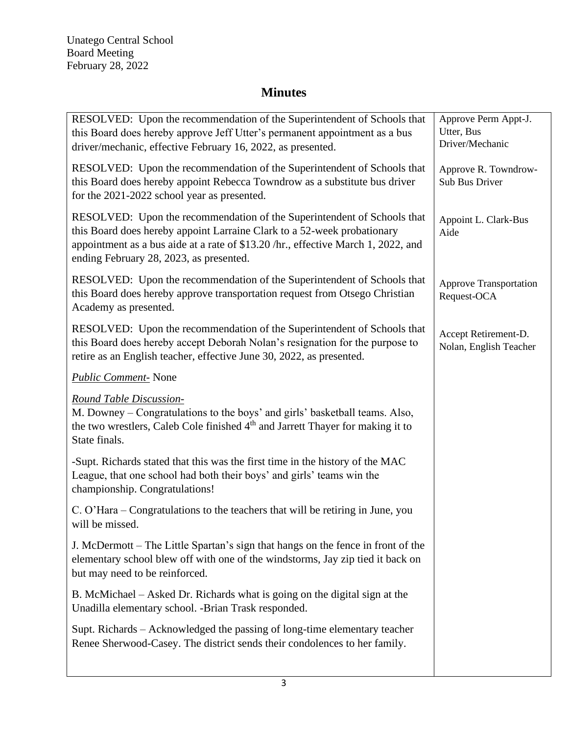Unatego Central School
Board Meeting
February 28, 2022

# Minutes

| | |
|---|---|
| RESOLVED: Upon the recommendation of the Superintendent of Schools that this Board does hereby approve Jeff Utter's permanent appointment as a bus driver/mechanic, effective February 16, 2022, as presented. | Approve Perm Appt-J. Utter, Bus Driver/Mechanic |
| RESOLVED: Upon the recommendation of the Superintendent of Schools that this Board does hereby appoint Rebecca Towndrow as a substitute bus driver for the 2021-2022 school year as presented. | Approve R. Towndrow-Sub Bus Driver |
| RESOLVED: Upon the recommendation of the Superintendent of Schools that this Board does hereby appoint Larraine Clark to a 52-week probationary appointment as a bus aide at a rate of $13.20 /hr., effective March 1, 2022, and ending February 28, 2023, as presented. | Appoint L. Clark-Bus Aide |
| RESOLVED: Upon the recommendation of the Superintendent of Schools that this Board does hereby approve transportation request from Otsego Christian Academy as presented. | Approve Transportation Request-OCA |
| RESOLVED: Upon the recommendation of the Superintendent of Schools that this Board does hereby accept Deborah Nolan's resignation for the purpose to retire as an English teacher, effective June 30, 2022, as presented. | Accept Retirement-D. Nolan, English Teacher |
| *Public Comment-* None | |
| *Round Table Discussion-*<br>M. Downey – Congratulations to the boys' and girls' basketball teams. Also, the two wrestlers, Caleb Cole finished 4th and Jarrett Thayer for making it to State finals. | |
| -Supt. Richards stated that this was the first time in the history of the MAC League, that one school had both their boys' and girls' teams win the championship. Congratulations! | |
| C. O'Hara – Congratulations to the teachers that will be retiring in June, you will be missed. | |
| J. McDermott – The Little Spartan's sign that hangs on the fence in front of the elementary school blew off with one of the windstorms, Jay zip tied it back on but may need to be reinforced. | |
| B. McMichael – Asked Dr. Richards what is going on the digital sign at the Unadilla elementary school. -Brian Trask responded. | |
| Supt. Richards – Acknowledged the passing of long-time elementary teacher Renee Sherwood-Casey. The district sends their condolences to her family. | |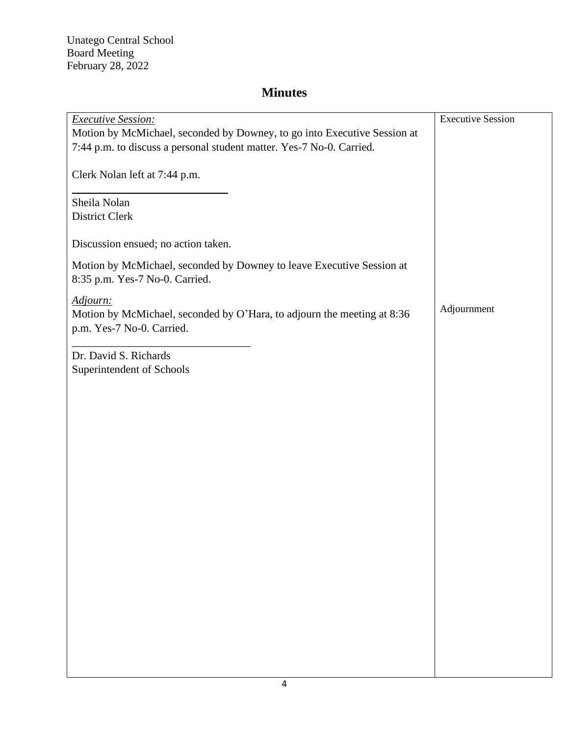Unatego Central School
Board Meeting
February 28, 2022

# Minutes

| | |
|---|---|
| *Executive Session:*<br>Motion by McMichael, seconded by Downey, to go into Executive Session at 7:44 p.m. to discuss a personal student matter. Yes-7 No-0. Carried.<br><br>Clerk Nolan left at 7:44 p.m.<br><br>\_\_\_\_\_\_\_\_\_\_\_\_\_\_\_\_\_\_\_\_\_\_\_\_\_\_\_\_<br>Sheila Nolan<br>District Clerk<br><br>Discussion ensued; no action taken.<br><br>Motion by McMichael, seconded by Downey to leave Executive Session at 8:35 p.m. Yes-7 No-0. Carried. | Executive Session |
| *Adjourn:*<br>Motion by McMichael, seconded by O'Hara, to adjourn the meeting at 8:36 p.m. Yes-7 No-0. Carried.<br><br>\_\_\_\_\_\_\_\_\_\_\_\_\_\_\_\_\_\_\_\_\_\_\_\_\_\_\_\_<br>Dr. David S. Richards<br>Superintendent of Schools | Adjournment |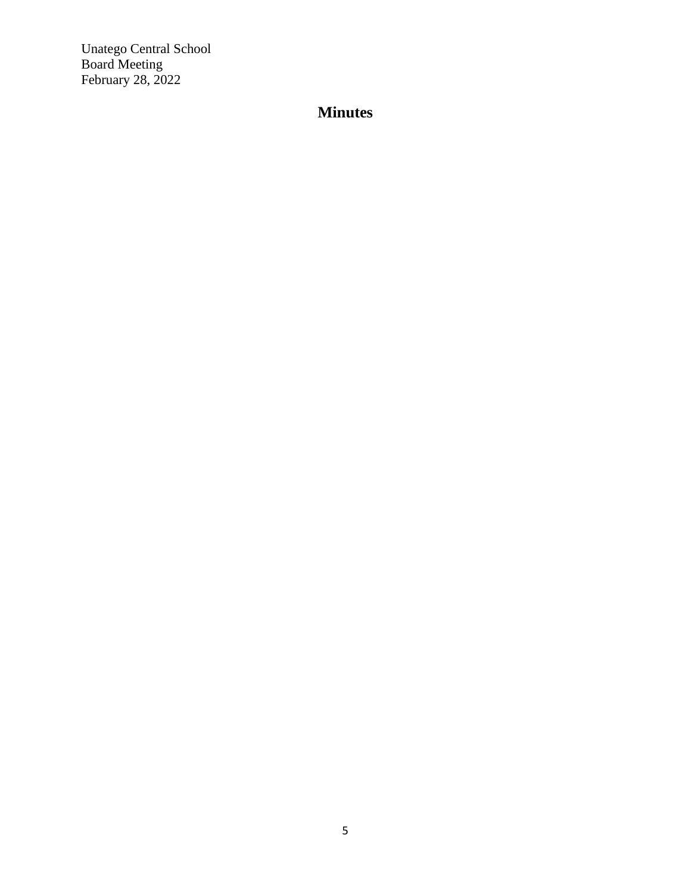Unatego Central School
Board Meeting
February 28, 2022

# Minutes